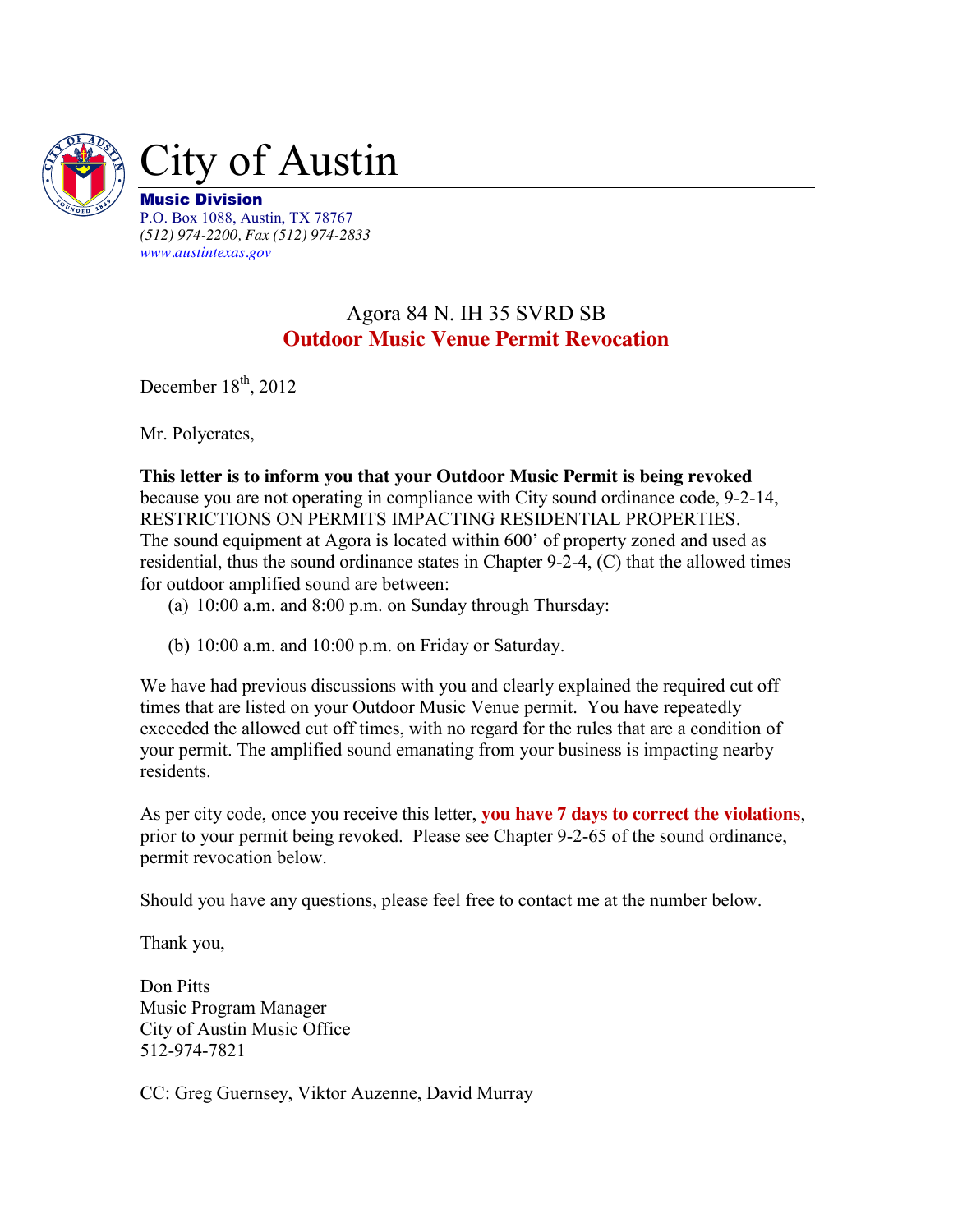# City of Austin

**Music Division**
P.O. Box 1088, Austin, TX 78767
*(512) 974-2200, Fax (512) 974-2833*
www.austintexas.gov

## Agora 84 N. IH 35 SVRD SB
## Outdoor Music Venue Permit Revocation

December 18th, 2012

Mr. Polycrates,

**This letter is to inform you that your Outdoor Music Permit is being revoked** because you are not operating in compliance with City sound ordinance code, 9-2-14, RESTRICTIONS ON PERMITS IMPACTING RESIDENTIAL PROPERTIES. The sound equipment at Agora is located within 600' of property zoned and used as residential, thus the sound ordinance states in Chapter 9-2-4, (C) that the allowed times for outdoor amplified sound are between:

(a) 10:00 a.m. and 8:00 p.m. on Sunday through Thursday:

(b) 10:00 a.m. and 10:00 p.m. on Friday or Saturday.

We have had previous discussions with you and clearly explained the required cut off times that are listed on your Outdoor Music Venue permit. You have repeatedly exceeded the allowed cut off times, with no regard for the rules that are a condition of your permit. The amplified sound emanating from your business is impacting nearby residents.

As per city code, once you receive this letter, **you have 7 days to correct the violations**, prior to your permit being revoked. Please see Chapter 9-2-65 of the sound ordinance, permit revocation below.

Should you have any questions, please feel free to contact me at the number below.

Thank you,

Don Pitts
Music Program Manager
City of Austin Music Office
512-974-7821

CC: Greg Guernsey, Viktor Auzenne, David Murray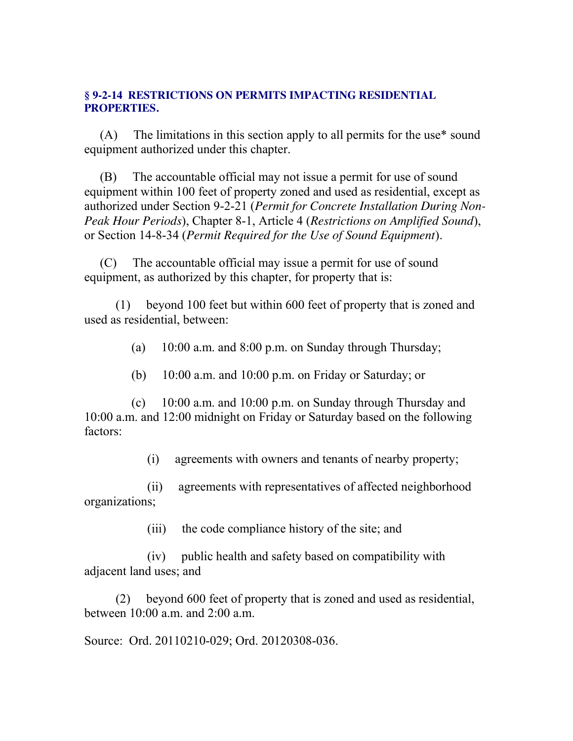**§ 9-2-14 RESTRICTIONS ON PERMITS IMPACTING RESIDENTIAL PROPERTIES.**

(A) The limitations in this section apply to all permits for the use* sound equipment authorized under this chapter.

(B) The accountable official may not issue a permit for use of sound equipment within 100 feet of property zoned and used as residential, except as authorized under Section 9-2-21 (*Permit for Concrete Installation During Non-Peak Hour Periods*), Chapter 8-1, Article 4 (*Restrictions on Amplified Sound*), or Section 14-8-34 (*Permit Required for the Use of Sound Equipment*).

(C) The accountable official may issue a permit for use of sound equipment, as authorized by this chapter, for property that is:

(1) beyond 100 feet but within 600 feet of property that is zoned and used as residential, between:

(a) 10:00 a.m. and 8:00 p.m. on Sunday through Thursday;

(b) 10:00 a.m. and 10:00 p.m. on Friday or Saturday; or

(c) 10:00 a.m. and 10:00 p.m. on Sunday through Thursday and 10:00 a.m. and 12:00 midnight on Friday or Saturday based on the following factors:

(i) agreements with owners and tenants of nearby property;

(ii) agreements with representatives of affected neighborhood organizations;

(iii) the code compliance history of the site; and

(iv) public health and safety based on compatibility with adjacent land uses; and

(2) beyond 600 feet of property that is zoned and used as residential, between 10:00 a.m. and 2:00 a.m.

Source: Ord. 20110210-029; Ord. 20120308-036.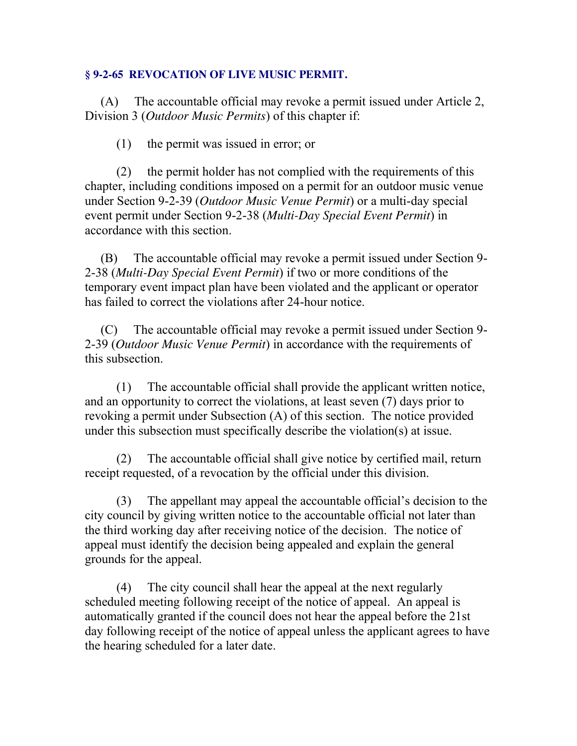### **§ 9-2-65 REVOCATION OF LIVE MUSIC PERMIT.**

(A) The accountable official may revoke a permit issued under Article 2, Division 3 (*Outdoor Music Permits*) of this chapter if:

(1) the permit was issued in error; or

(2) the permit holder has not complied with the requirements of this chapter, including conditions imposed on a permit for an outdoor music venue under Section 9-2-39 (*Outdoor Music Venue Permit*) or a multi-day special event permit under Section 9-2-38 (*Multi-Day Special Event Permit*) in accordance with this section.

(B) The accountable official may revoke a permit issued under Section 9-2-38 (*Multi-Day Special Event Permit*) if two or more conditions of the temporary event impact plan have been violated and the applicant or operator has failed to correct the violations after 24-hour notice.

(C) The accountable official may revoke a permit issued under Section 9-2-39 (*Outdoor Music Venue Permit*) in accordance with the requirements of this subsection.

(1) The accountable official shall provide the applicant written notice, and an opportunity to correct the violations, at least seven (7) days prior to revoking a permit under Subsection (A) of this section. The notice provided under this subsection must specifically describe the violation(s) at issue.

(2) The accountable official shall give notice by certified mail, return receipt requested, of a revocation by the official under this division.

(3) The appellant may appeal the accountable official's decision to the city council by giving written notice to the accountable official not later than the third working day after receiving notice of the decision. The notice of appeal must identify the decision being appealed and explain the general grounds for the appeal.

(4) The city council shall hear the appeal at the next regularly scheduled meeting following receipt of the notice of appeal. An appeal is automatically granted if the council does not hear the appeal before the 21st day following receipt of the notice of appeal unless the applicant agrees to have the hearing scheduled for a later date.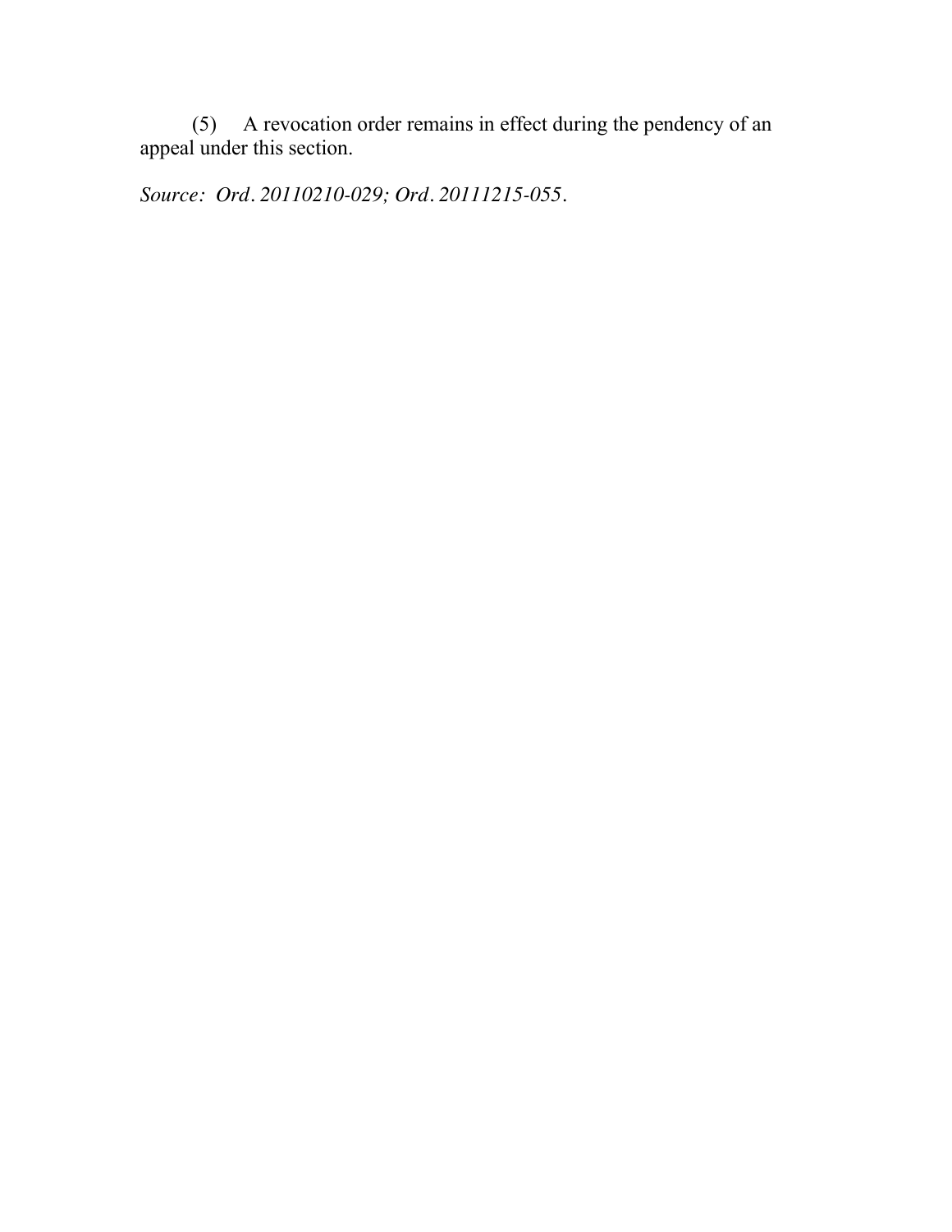(5) A revocation order remains in effect during the pendency of an appeal under this section.

*Source: Ord. 20110210-029; Ord. 20111215-055.*